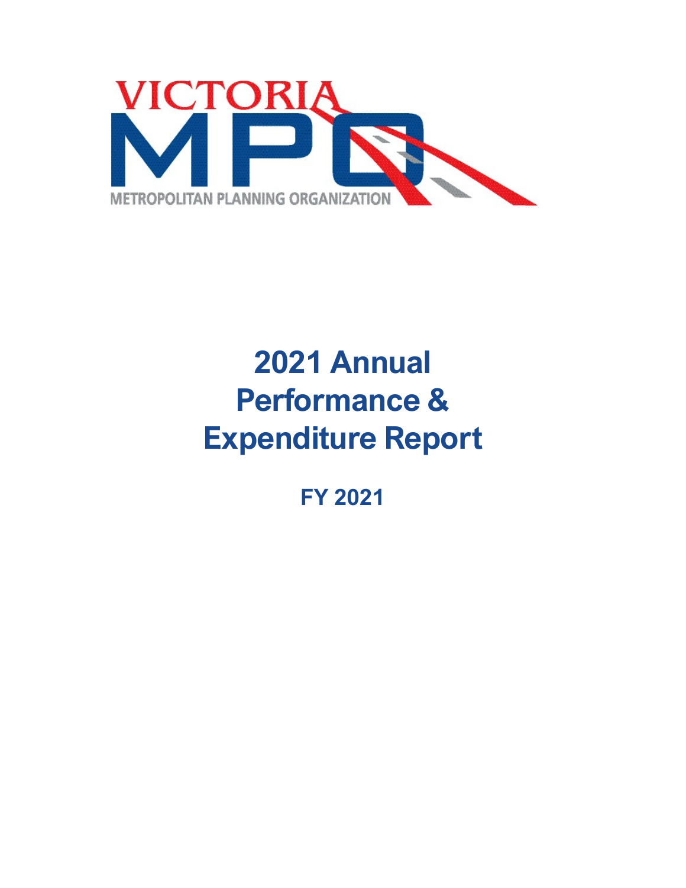VICTORIA MPO
METROPOLITAN PLANNING ORGANIZATION

# 2021 Annual Performance & Expenditure Report

## FY 2021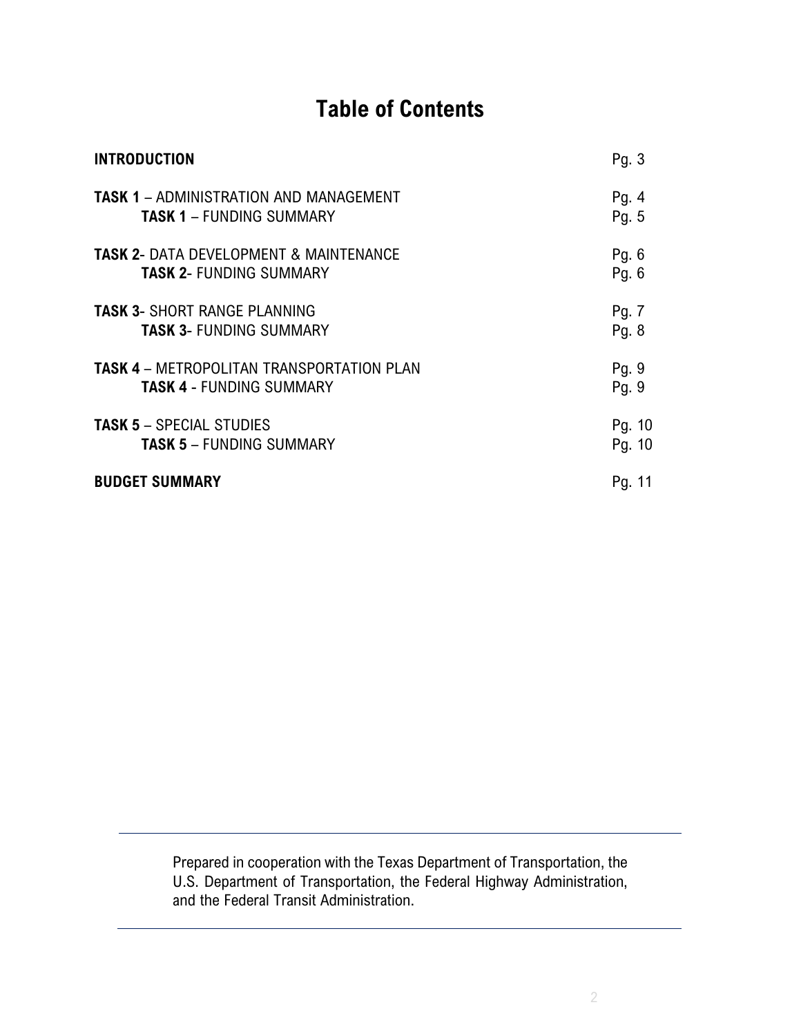# Table of Contents

| | |
|---|---|
| **INTRODUCTION** | Pg. 3 |
| **TASK 1** – ADMINISTRATION AND MANAGEMENT | Pg. 4 |
| **TASK 1** – FUNDING SUMMARY | Pg. 5 |
| **TASK 2**- DATA DEVELOPMENT & MAINTENANCE | Pg. 6 |
| **TASK 2**- FUNDING SUMMARY | Pg. 6 |
| **TASK 3**- SHORT RANGE PLANNING | Pg. 7 |
| **TASK 3**- FUNDING SUMMARY | Pg. 8 |
| **TASK 4** – METROPOLITAN TRANSPORTATION PLAN | Pg. 9 |
| **TASK 4** - FUNDING SUMMARY | Pg. 9 |
| **TASK 5** – SPECIAL STUDIES | Pg. 10 |
| **TASK 5** – FUNDING SUMMARY | Pg. 10 |
| **BUDGET SUMMARY** | Pg. 11 |

---

Prepared in cooperation with the Texas Department of Transportation, the U.S. Department of Transportation, the Federal Highway Administration, and the Federal Transit Administration.

---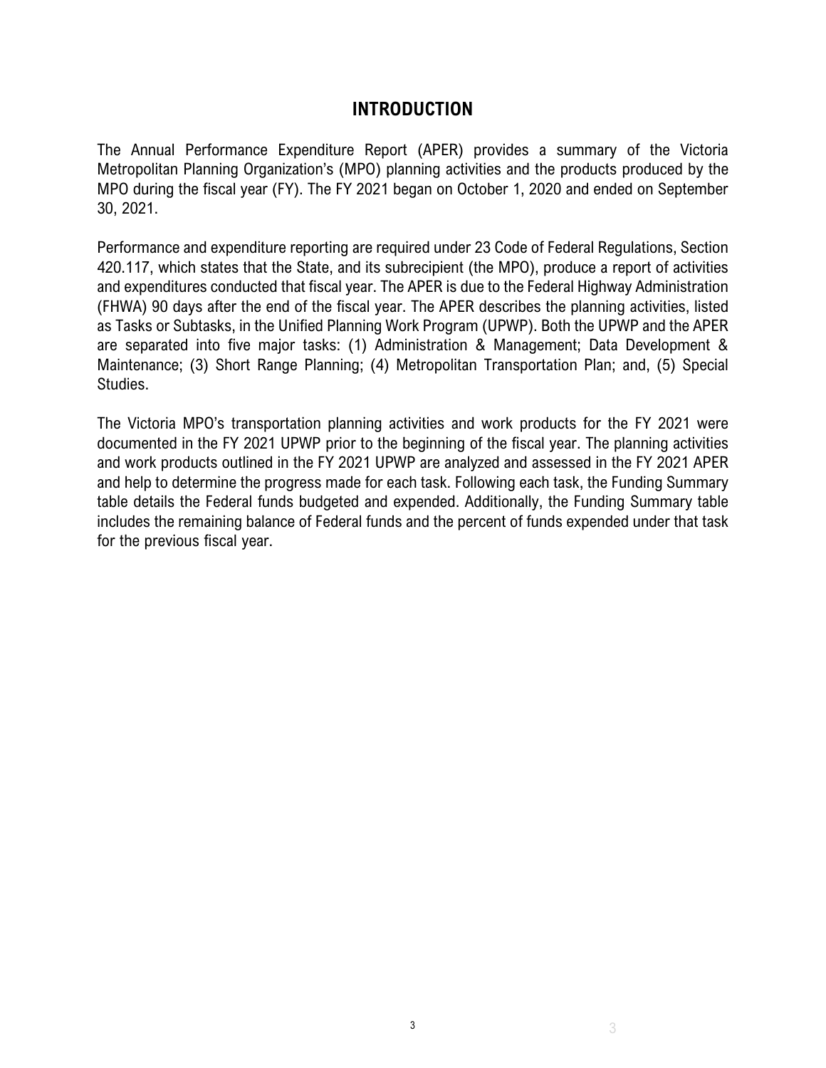## INTRODUCTION

The Annual Performance Expenditure Report (APER) provides a summary of the Victoria Metropolitan Planning Organization's (MPO) planning activities and the products produced by the MPO during the fiscal year (FY). The FY 2021 began on October 1, 2020 and ended on September 30, 2021.

Performance and expenditure reporting are required under 23 Code of Federal Regulations, Section 420.117, which states that the State, and its subrecipient (the MPO), produce a report of activities and expenditures conducted that fiscal year. The APER is due to the Federal Highway Administration (FHWA) 90 days after the end of the fiscal year. The APER describes the planning activities, listed as Tasks or Subtasks, in the Unified Planning Work Program (UPWP). Both the UPWP and the APER are separated into five major tasks: (1) Administration & Management; Data Development & Maintenance; (3) Short Range Planning; (4) Metropolitan Transportation Plan; and, (5) Special Studies.

The Victoria MPO's transportation planning activities and work products for the FY 2021 were documented in the FY 2021 UPWP prior to the beginning of the fiscal year. The planning activities and work products outlined in the FY 2021 UPWP are analyzed and assessed in the FY 2021 APER and help to determine the progress made for each task. Following each task, the Funding Summary table details the Federal funds budgeted and expended. Additionally, the Funding Summary table includes the remaining balance of Federal funds and the percent of funds expended under that task for the previous fiscal year.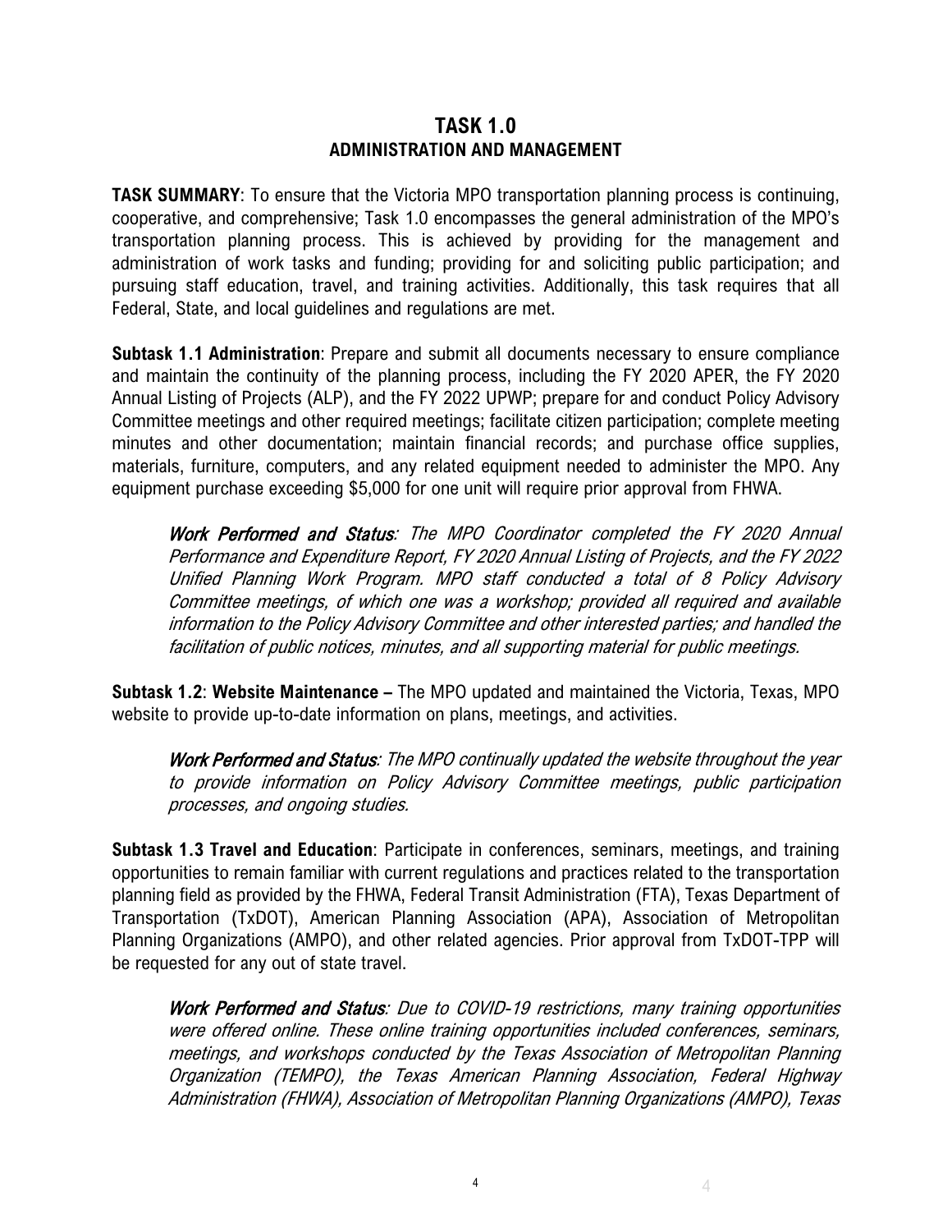## TASK 1.0
### ADMINISTRATION AND MANAGEMENT

**TASK SUMMARY**: To ensure that the Victoria MPO transportation planning process is continuing, cooperative, and comprehensive; Task 1.0 encompasses the general administration of the MPO's transportation planning process. This is achieved by providing for the management and administration of work tasks and funding; providing for and soliciting public participation; and pursuing staff education, travel, and training activities. Additionally, this task requires that all Federal, State, and local guidelines and regulations are met.

**Subtask 1.1 Administration**: Prepare and submit all documents necessary to ensure compliance and maintain the continuity of the planning process, including the FY 2020 APER, the FY 2020 Annual Listing of Projects (ALP), and the FY 2022 UPWP; prepare for and conduct Policy Advisory Committee meetings and other required meetings; facilitate citizen participation; complete meeting minutes and other documentation; maintain financial records; and purchase office supplies, materials, furniture, computers, and any related equipment needed to administer the MPO. Any equipment purchase exceeding $5,000 for one unit will require prior approval from FHWA.

> ***Work Performed and Status****: The MPO Coordinator completed the FY 2020 Annual Performance and Expenditure Report, FY 2020 Annual Listing of Projects, and the FY 2022 Unified Planning Work Program. MPO staff conducted a total of 8 Policy Advisory Committee meetings, of which one was a workshop; provided all required and available information to the Policy Advisory Committee and other interested parties; and handled the facilitation of public notices, minutes, and all supporting material for public meetings.*

**Subtask 1.2**: **Website Maintenance –** The MPO updated and maintained the Victoria, Texas, MPO website to provide up-to-date information on plans, meetings, and activities.

> ***Work Performed and Status****: The MPO continually updated the website throughout the year to provide information on Policy Advisory Committee meetings, public participation processes, and ongoing studies.*

**Subtask 1.3 Travel and Education**: Participate in conferences, seminars, meetings, and training opportunities to remain familiar with current regulations and practices related to the transportation planning field as provided by the FHWA, Federal Transit Administration (FTA), Texas Department of Transportation (TxDOT), American Planning Association (APA), Association of Metropolitan Planning Organizations (AMPO), and other related agencies. Prior approval from TxDOT-TPP will be requested for any out of state travel.

> ***Work Performed and Status****: Due to COVID-19 restrictions, many training opportunities were offered online. These online training opportunities included conferences, seminars, meetings, and workshops conducted by the Texas Association of Metropolitan Planning Organization (TEMPO), the Texas American Planning Association, Federal Highway Administration (FHWA), Association of Metropolitan Planning Organizations (AMPO), Texas*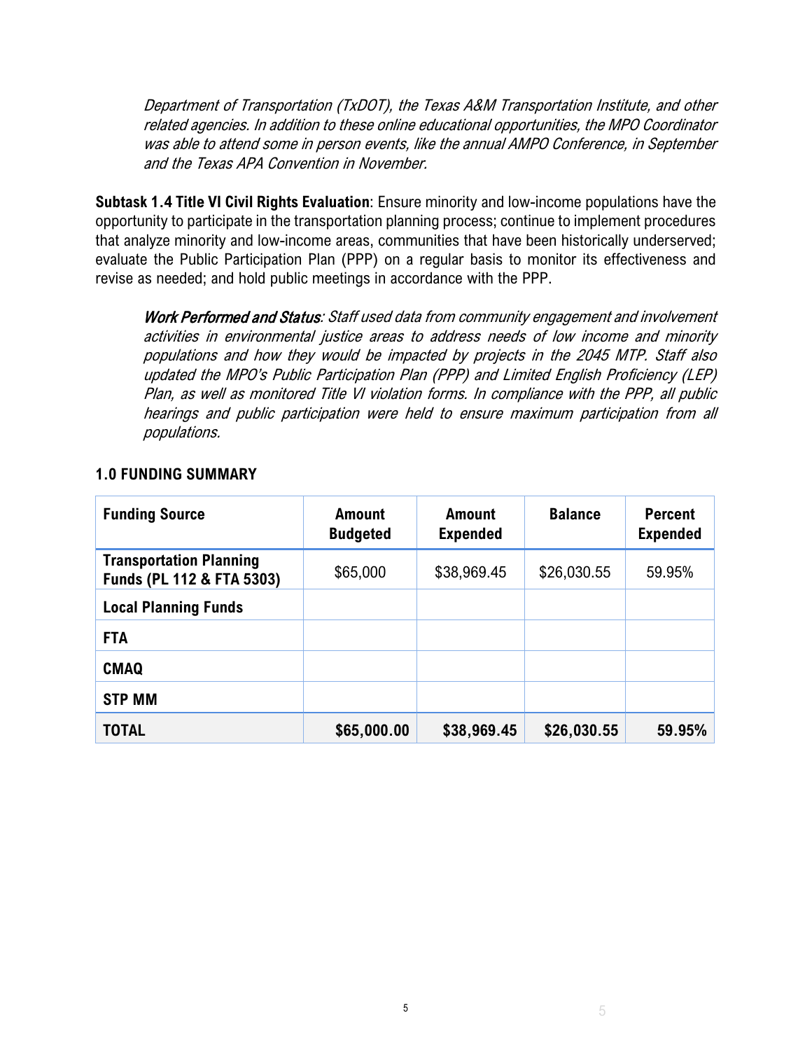*Department of Transportation (TxDOT), the Texas A&M Transportation Institute, and other related agencies. In addition to these online educational opportunities, the MPO Coordinator was able to attend some in person events, like the annual AMPO Conference, in September and the Texas APA Convention in November.*

**Subtask 1.4 Title VI Civil Rights Evaluation**: Ensure minority and low-income populations have the opportunity to participate in the transportation planning process; continue to implement procedures that analyze minority and low-income areas, communities that have been historically underserved; evaluate the Public Participation Plan (PPP) on a regular basis to monitor its effectiveness and revise as needed; and hold public meetings in accordance with the PPP.

***Work Performed and Status****: Staff used data from community engagement and involvement activities in environmental justice areas to address needs of low income and minority populations and how they would be impacted by projects in the 2045 MTP. Staff also updated the MPO's Public Participation Plan (PPP) and Limited English Proficiency (LEP) Plan, as well as monitored Title VI violation forms. In compliance with the PPP, all public hearings and public participation were held to ensure maximum participation from all populations.*

### 1.0 FUNDING SUMMARY

| Funding Source | Amount Budgeted | Amount Expended | Balance | Percent Expended |
|---|---|---|---|---|
| **Transportation Planning Funds (PL 112 & FTA 5303)** | $65,000 | $38,969.45 | $26,030.55 | 59.95% |
| **Local Planning Funds** | | | | |
| **FTA** | | | | |
| **CMAQ** | | | | |
| **STP MM** | | | | |
| **TOTAL** | **$65,000.00** | **$38,969.45** | **$26,030.55** | **59.95%** |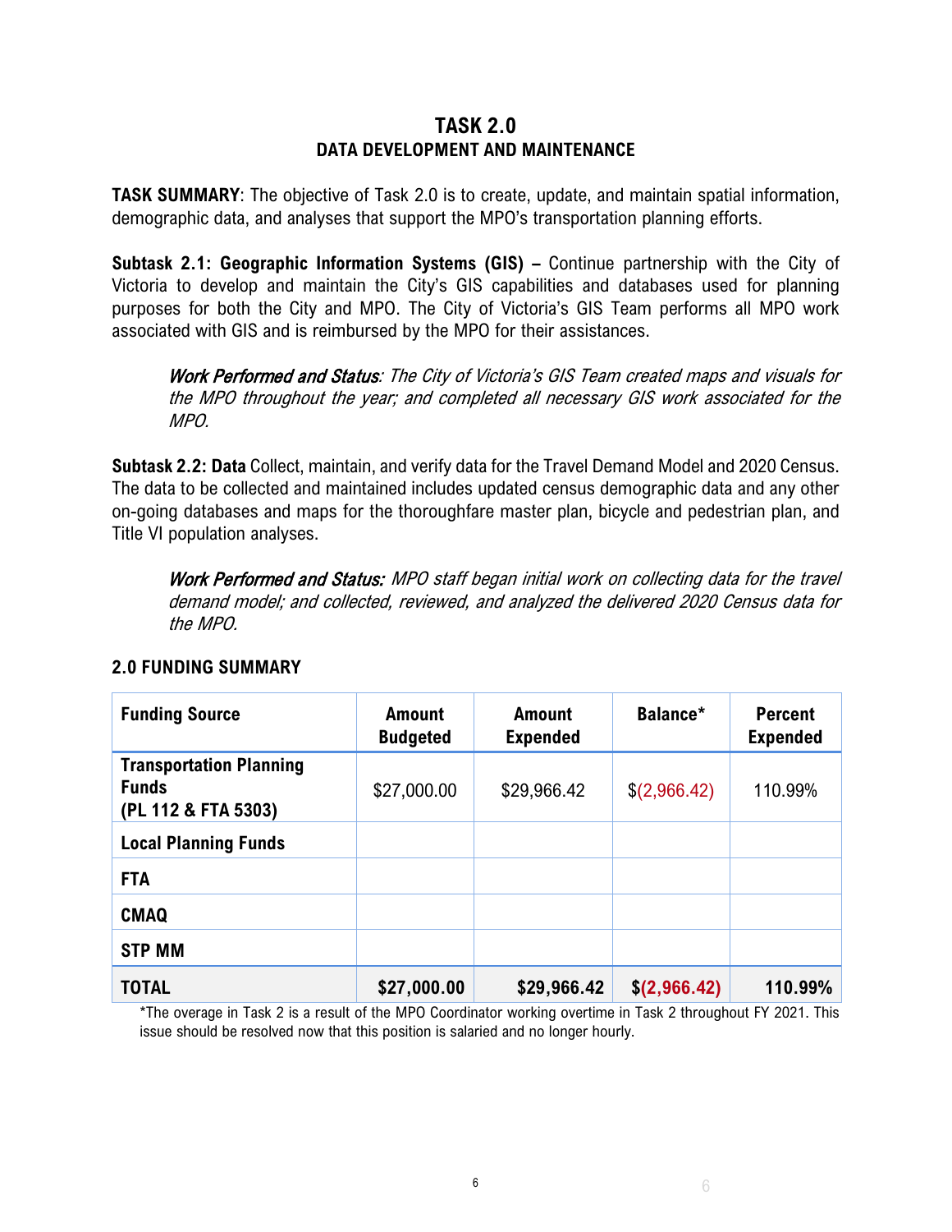# TASK 2.0

## DATA DEVELOPMENT AND MAINTENANCE

**TASK SUMMARY**: The objective of Task 2.0 is to create, update, and maintain spatial information, demographic data, and analyses that support the MPO's transportation planning efforts.

**Subtask 2.1: Geographic Information Systems (GIS) –** Continue partnership with the City of Victoria to develop and maintain the City's GIS capabilities and databases used for planning purposes for both the City and MPO. The City of Victoria's GIS Team performs all MPO work associated with GIS and is reimbursed by the MPO for their assistances.

> ***Work Performed and Status****: The City of Victoria's GIS Team created maps and visuals for the MPO throughout the year; and completed all necessary GIS work associated for the MPO.*

**Subtask 2.2: Data** Collect, maintain, and verify data for the Travel Demand Model and 2020 Census. The data to be collected and maintained includes updated census demographic data and any other on-going databases and maps for the thoroughfare master plan, bicycle and pedestrian plan, and Title VI population analyses.

> ***Work Performed and Status:*** *MPO staff began initial work on collecting data for the travel demand model; and collected, reviewed, and analyzed the delivered 2020 Census data for the MPO.*

### 2.0 FUNDING SUMMARY

| Funding Source | Amount Budgeted | Amount Expended | Balance* | Percent Expended |
|---|---|---|---|---|
| **Transportation Planning Funds (PL 112 & FTA 5303)** | $27,000.00 | $29,966.42 | $(2,966.42) | 110.99% |
| **Local Planning Funds** | | | | |
| **FTA** | | | | |
| **CMAQ** | | | | |
| **STP MM** | | | | |
| **TOTAL** | **$27,000.00** | **$29,966.42** | **$(2,966.42)** | **110.99%** |

*The overage in Task 2 is a result of the MPO Coordinator working overtime in Task 2 throughout FY 2021. This issue should be resolved now that this position is salaried and no longer hourly.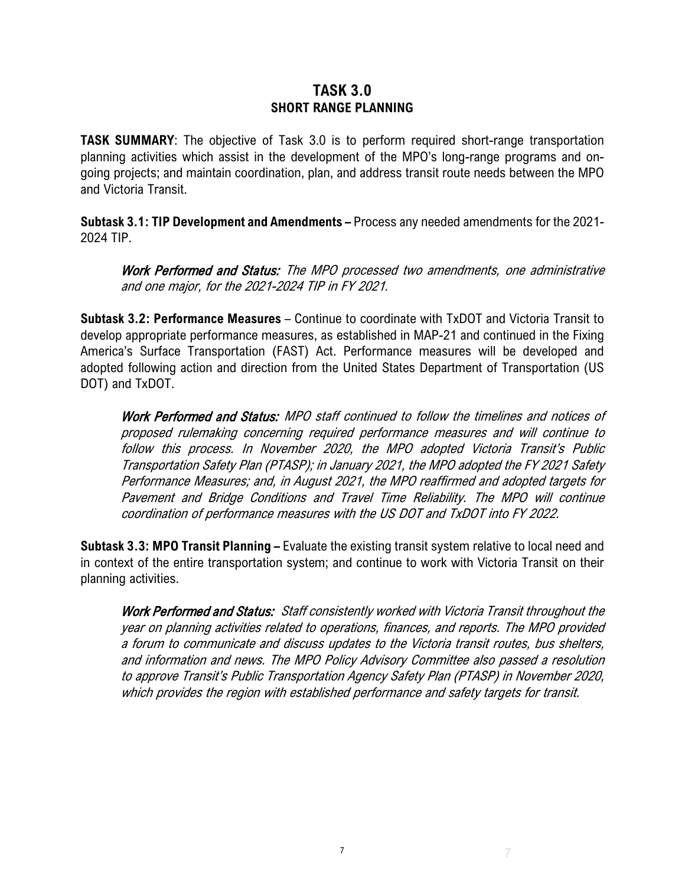# TASK 3.0
## SHORT RANGE PLANNING

**TASK SUMMARY**: The objective of Task 3.0 is to perform required short-range transportation planning activities which assist in the development of the MPO's long-range programs and on-going projects; and maintain coordination, plan, and address transit route needs between the MPO and Victoria Transit.

**Subtask 3.1: TIP Development and Amendments –** Process any needed amendments for the 2021-2024 TIP.

> ***Work Performed and Status:*** *The MPO processed two amendments, one administrative and one major, for the 2021-2024 TIP in FY 2021.*

**Subtask 3.2: Performance Measures** – Continue to coordinate with TxDOT and Victoria Transit to develop appropriate performance measures, as established in MAP-21 and continued in the Fixing America's Surface Transportation (FAST) Act. Performance measures will be developed and adopted following action and direction from the United States Department of Transportation (US DOT) and TxDOT.

> ***Work Performed and Status:*** *MPO staff continued to follow the timelines and notices of proposed rulemaking concerning required performance measures and will continue to follow this process. In November 2020, the MPO adopted Victoria Transit's Public Transportation Safety Plan (PTASP); in January 2021, the MPO adopted the FY 2021 Safety Performance Measures; and, in August 2021, the MPO reaffirmed and adopted targets for Pavement and Bridge Conditions and Travel Time Reliability. The MPO will continue coordination of performance measures with the US DOT and TxDOT into FY 2022.*

**Subtask 3.3: MPO Transit Planning –** Evaluate the existing transit system relative to local need and in context of the entire transportation system; and continue to work with Victoria Transit on their planning activities.

> ***Work Performed and Status:*** *Staff consistently worked with Victoria Transit throughout the year on planning activities related to operations, finances, and reports. The MPO provided a forum to communicate and discuss updates to the Victoria transit routes, bus shelters, and information and news. The MPO Policy Advisory Committee also passed a resolution to approve Transit's Public Transportation Agency Safety Plan (PTASP) in November 2020, which provides the region with established performance and safety targets for transit.*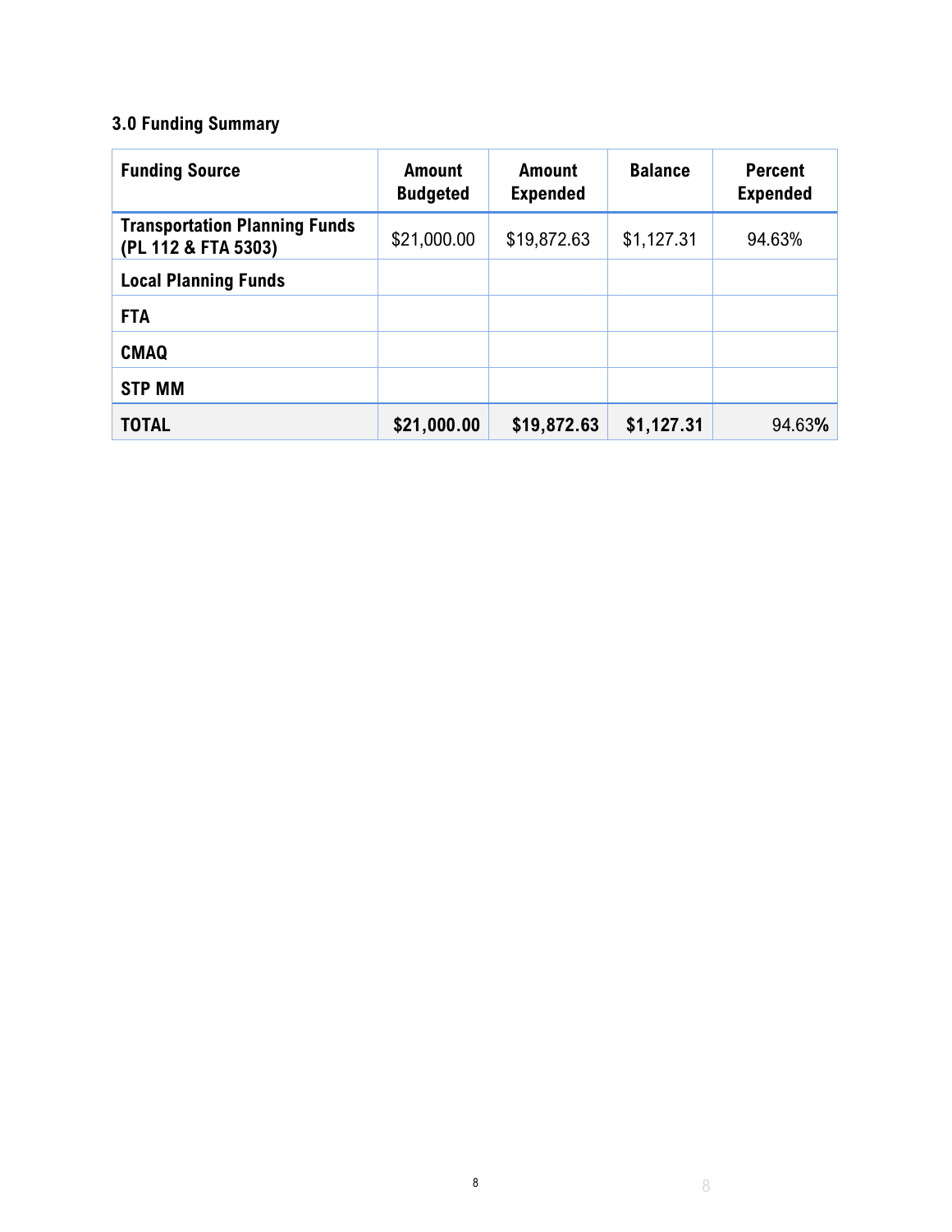### 3.0 Funding Summary

| Funding Source | Amount Budgeted | Amount Expended | Balance | Percent Expended |
|---|---|---|---|---|
| **Transportation Planning Funds (PL 112 & FTA 5303)** | $21,000.00 | $19,872.63 | $1,127.31 | 94.63% |
| **Local Planning Funds** | | | | |
| **FTA** | | | | |
| **CMAQ** | | | | |
| **STP MM** | | | | |
| **TOTAL** | **$21,000.00** | **$19,872.63** | **$1,127.31** | 94.63**%** |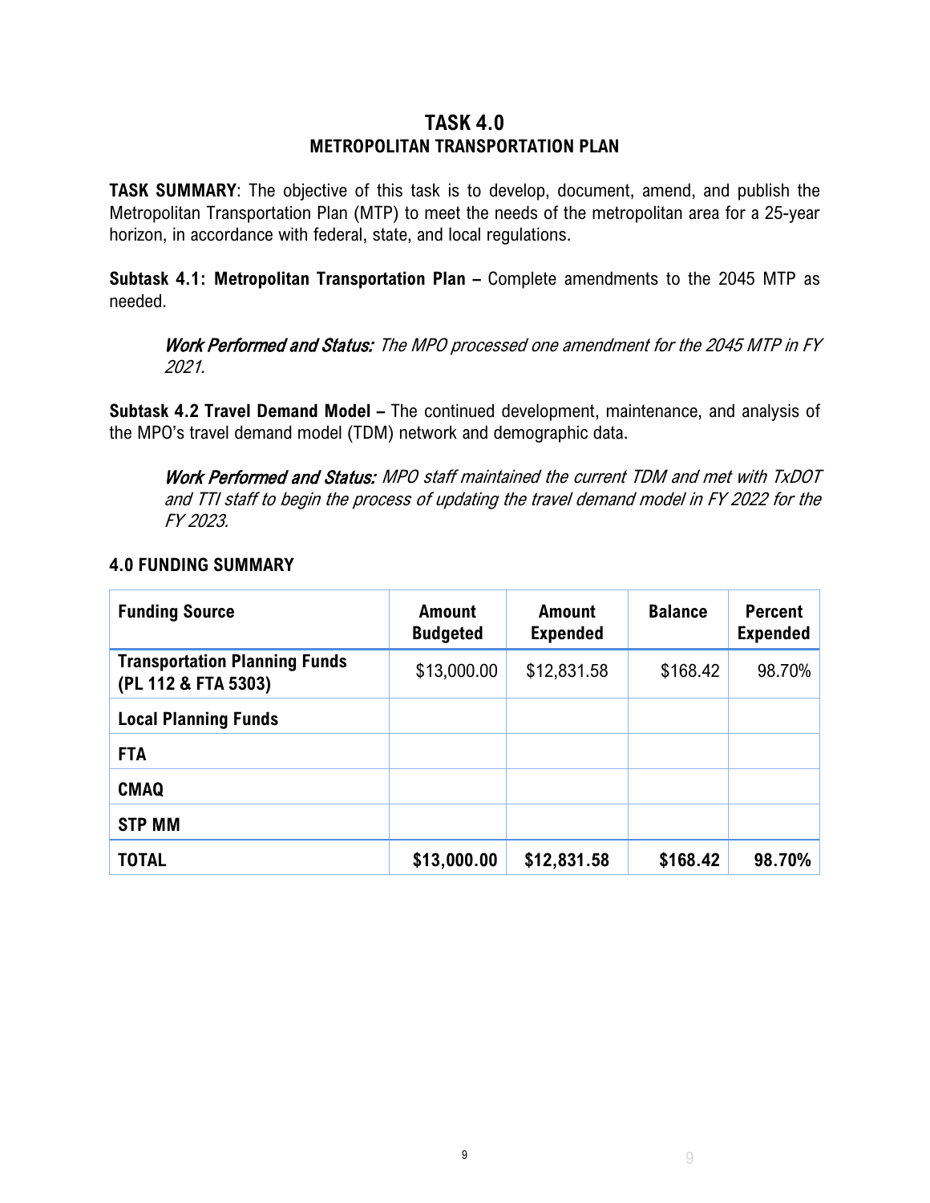# TASK 4.0
## METROPOLITAN TRANSPORTATION PLAN

**TASK SUMMARY**: The objective of this task is to develop, document, amend, and publish the Metropolitan Transportation Plan (MTP) to meet the needs of the metropolitan area for a 25-year horizon, in accordance with federal, state, and local regulations.

**Subtask 4.1: Metropolitan Transportation Plan –** Complete amendments to the 2045 MTP as needed.

> *Work Performed and Status: The MPO processed one amendment for the 2045 MTP in FY 2021.*

**Subtask 4.2 Travel Demand Model –** The continued development, maintenance, and analysis of the MPO's travel demand model (TDM) network and demographic data.

> *Work Performed and Status: MPO staff maintained the current TDM and met with TxDOT and TTI staff to begin the process of updating the travel demand model in FY 2022 for the FY 2023.*

### 4.0 FUNDING SUMMARY

| Funding Source | Amount Budgeted | Amount Expended | Balance | Percent Expended |
|---|---|---|---|---|
| **Transportation Planning Funds (PL 112 & FTA 5303)** | $13,000.00 | $12,831.58 | $168.42 | 98.70% |
| **Local Planning Funds** | | | | |
| **FTA** | | | | |
| **CMAQ** | | | | |
| **STP MM** | | | | |
| **TOTAL** | **$13,000.00** | **$12,831.58** | **$168.42** | **98.70%** |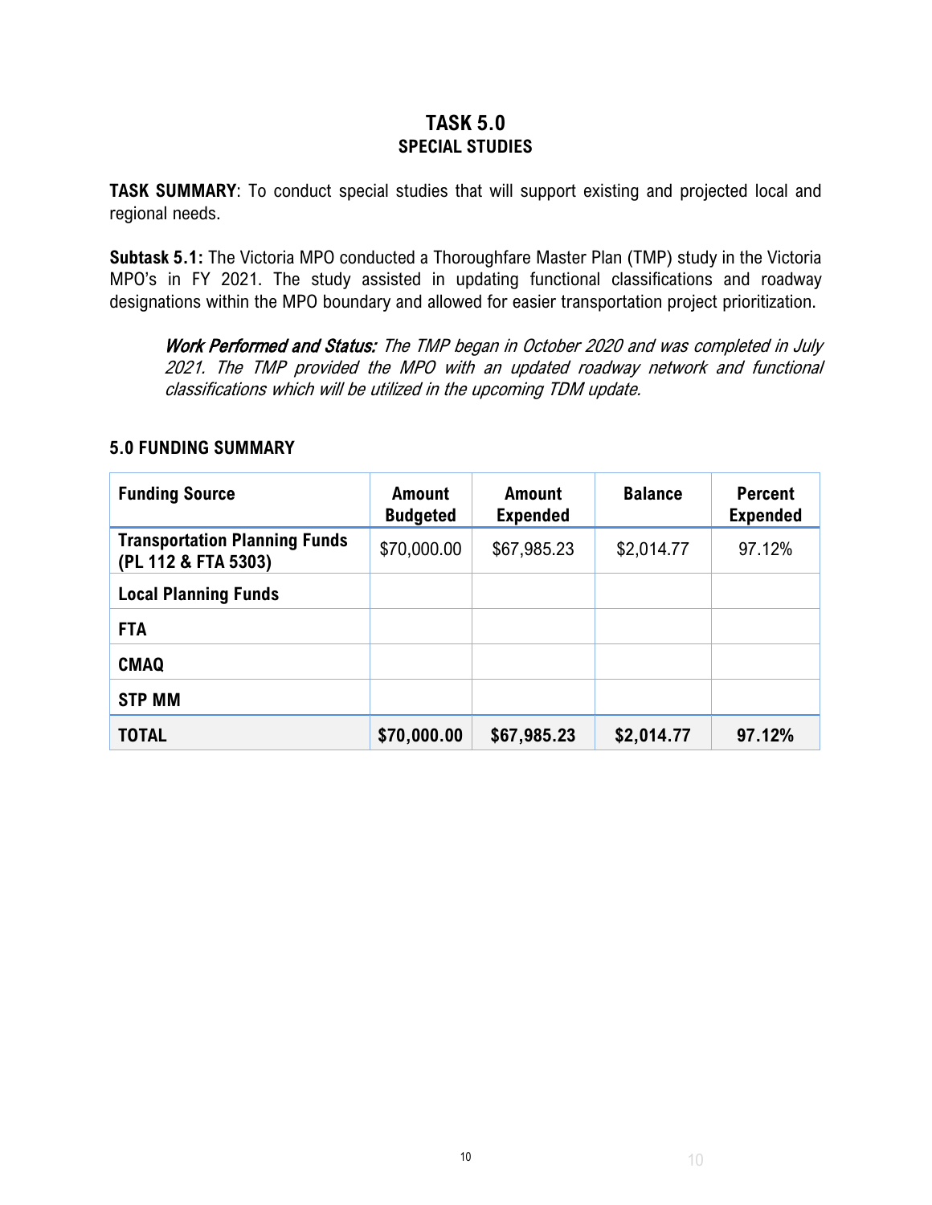# TASK 5.0
## SPECIAL STUDIES

**TASK SUMMARY**: To conduct special studies that will support existing and projected local and regional needs.

**Subtask 5.1:** The Victoria MPO conducted a Thoroughfare Master Plan (TMP) study in the Victoria MPO's in FY 2021. The study assisted in updating functional classifications and roadway designations within the MPO boundary and allowed for easier transportation project prioritization.

> ***Work Performed and Status:*** *The TMP began in October 2020 and was completed in July 2021. The TMP provided the MPO with an updated roadway network and functional classifications which will be utilized in the upcoming TDM update.*

### 5.0 FUNDING SUMMARY

| Funding Source | Amount Budgeted | Amount Expended | Balance | Percent Expended |
|---|---|---|---|---|
| **Transportation Planning Funds (PL 112 & FTA 5303)** | $70,000.00 | $67,985.23 | $2,014.77 | 97.12% |
| **Local Planning Funds** | | | | |
| **FTA** | | | | |
| **CMAQ** | | | | |
| **STP MM** | | | | |
| **TOTAL** | **$70,000.00** | **$67,985.23** | **$2,014.77** | **97.12%** |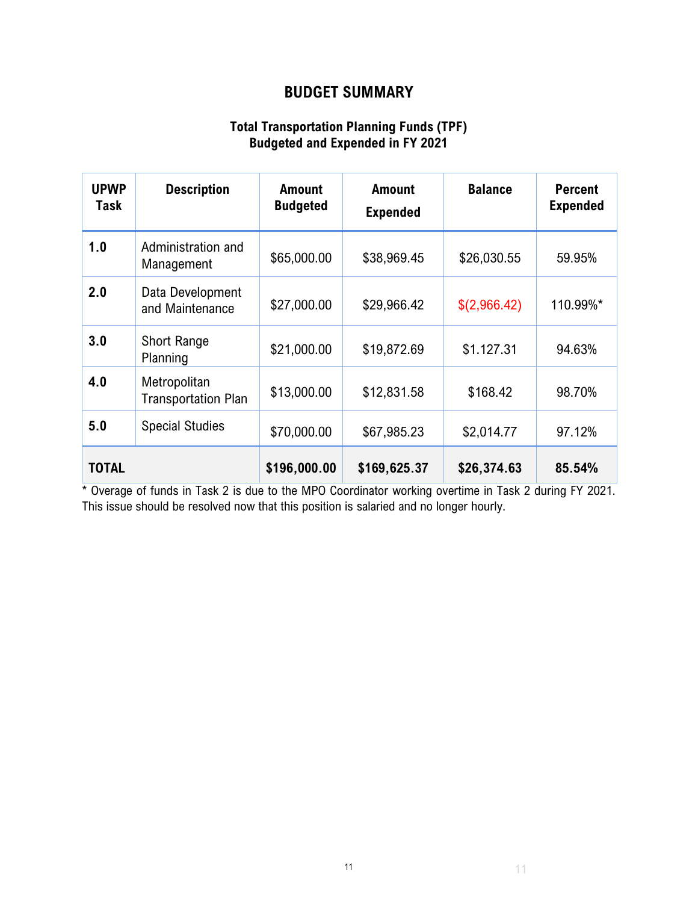## BUDGET SUMMARY

### Total Transportation Planning Funds (TPF) Budgeted and Expended in FY 2021

| UPWP Task | Description | Amount Budgeted | Amount Expended | Balance | Percent Expended |
|---|---|---|---|---|---|
| **1.0** | Administration and Management | $65,000.00 | $38,969.45 | $26,030.55 | 59.95% |
| **2.0** | Data Development and Maintenance | $27,000.00 | $29,966.42 | $(2,966.42) | 110.99%* |
| **3.0** | Short Range Planning | $21,000.00 | $19,872.69 | $1.127.31 | 94.63% |
| **4.0** | Metropolitan Transportation Plan | $13,000.00 | $12,831.58 | $168.42 | 98.70% |
| **5.0** | Special Studies | $70,000.00 | $67,985.23 | $2,014.77 | 97.12% |
| **TOTAL** | | **$196,000.00** | **$169,625.37** | **$26,374.63** | **85.54%** |

* Overage of funds in Task 2 is due to the MPO Coordinator working overtime in Task 2 during FY 2021. This issue should be resolved now that this position is salaried and no longer hourly.